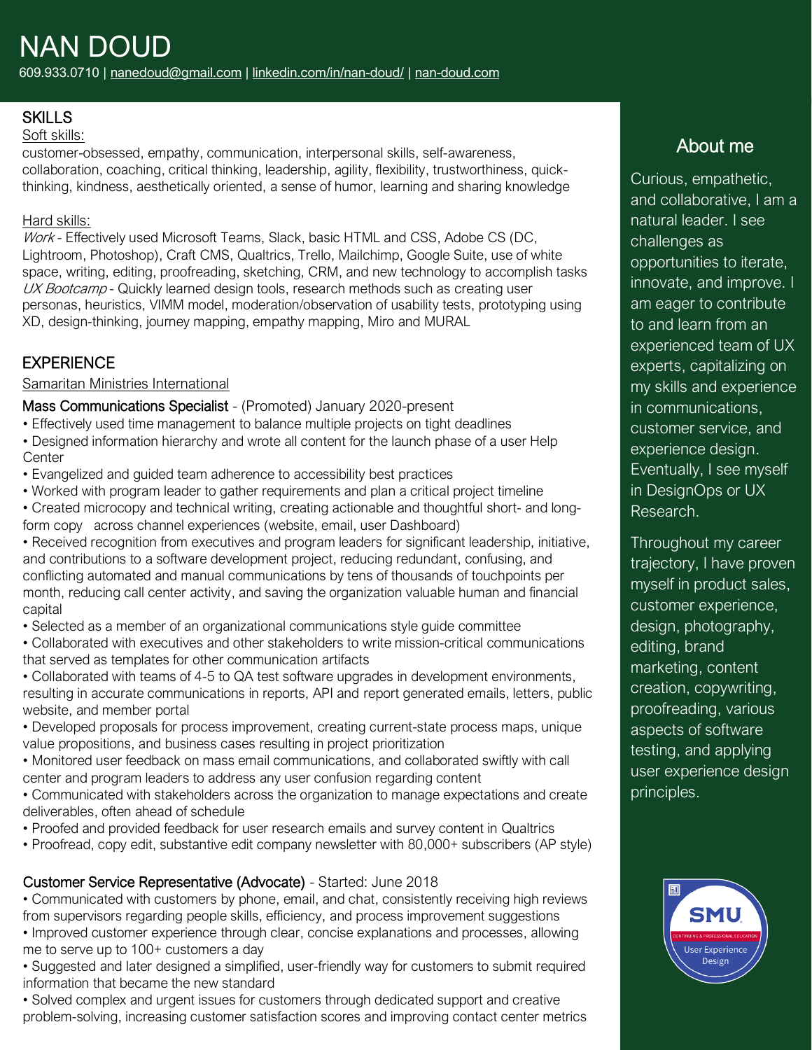# NAN DOUD

609.933.0710 | nanedoud@gmail.com | linkedin.com/in/nan-doud/ | nan-doud.com

## SKILLS

Soft skills:

customer-obsessed, empathy, communication, interpersonal skills, self-awareness, collaboration, coaching, critical thinking, leadership, agility, flexibility, trustworthiness, quick-thinking, kindness, aesthetically oriented, a sense of humor, learning and sharing knowledge

Hard skills:

*Work* - Effectively used Microsoft Teams, Slack, basic HTML and CSS, Adobe CS (DC, Lightroom, Photoshop), Craft CMS, Qualtrics, Trello, Mailchimp, Google Suite, use of white space, writing, editing, proofreading, sketching, CRM, and new technology to accomplish tasks

*UX Bootcamp* - Quickly learned design tools, research methods such as creating user personas, heuristics, VIMM model, moderation/observation of usability tests, prototyping using XD, design-thinking, journey mapping, empathy mapping, Miro and MURAL

## EXPERIENCE

Samaritan Ministries International

### Mass Communications Specialist - (Promoted) January 2020-present

- Effectively used time management to balance multiple projects on tight deadlines
- Designed information hierarchy and wrote all content for the launch phase of a user Help Center
- Evangelized and guided team adherence to accessibility best practices
- Worked with program leader to gather requirements and plan a critical project timeline
- Created microcopy and technical writing, creating actionable and thoughtful short- and long-form copy across channel experiences (website, email, user Dashboard)
- Received recognition from executives and program leaders for significant leadership, initiative, and contributions to a software development project, reducing redundant, confusing, and conflicting automated and manual communications by tens of thousands of touchpoints per month, reducing call center activity, and saving the organization valuable human and financial capital
- Selected as a member of an organizational communications style guide committee
- Collaborated with executives and other stakeholders to write mission-critical communications that served as templates for other communication artifacts
- Collaborated with teams of 4-5 to QA test software upgrades in development environments, resulting in accurate communications in reports, API and report generated emails, letters, public website, and member portal
- Developed proposals for process improvement, creating current-state process maps, unique value propositions, and business cases resulting in project prioritization
- Monitored user feedback on mass email communications, and collaborated swiftly with call center and program leaders to address any user confusion regarding content
- Communicated with stakeholders across the organization to manage expectations and create deliverables, often ahead of schedule
- Proofed and provided feedback for user research emails and survey content in Qualtrics
- Proofread, copy edit, substantive edit company newsletter with 80,000+ subscribers (AP style)

### Customer Service Representative (Advocate) - Started: June 2018

- Communicated with customers by phone, email, and chat, consistently receiving high reviews from supervisors regarding people skills, efficiency, and process improvement suggestions
- Improved customer experience through clear, concise explanations and processes, allowing me to serve up to 100+ customers a day
- Suggested and later designed a simplified, user-friendly way for customers to submit required information that became the new standard
- Solved complex and urgent issues for customers through dedicated support and creative problem-solving, increasing customer satisfaction scores and improving contact center metrics

## About me

Curious, empathetic, and collaborative, I am a natural leader. I see challenges as opportunities to iterate, innovate, and improve. I am eager to contribute to and learn from an experienced team of UX experts, capitalizing on my skills and experience in communications, customer service, and experience design. Eventually, I see myself in DesignOps or UX Research.

Throughout my career trajectory, I have proven myself in product sales, customer experience, design, photography, editing, brand marketing, content creation, copywriting, proofreading, various aspects of software testing, and applying user experience design principles.

SMU
CONTINUING & PROFESSIONAL EDUCATION
User Experience Design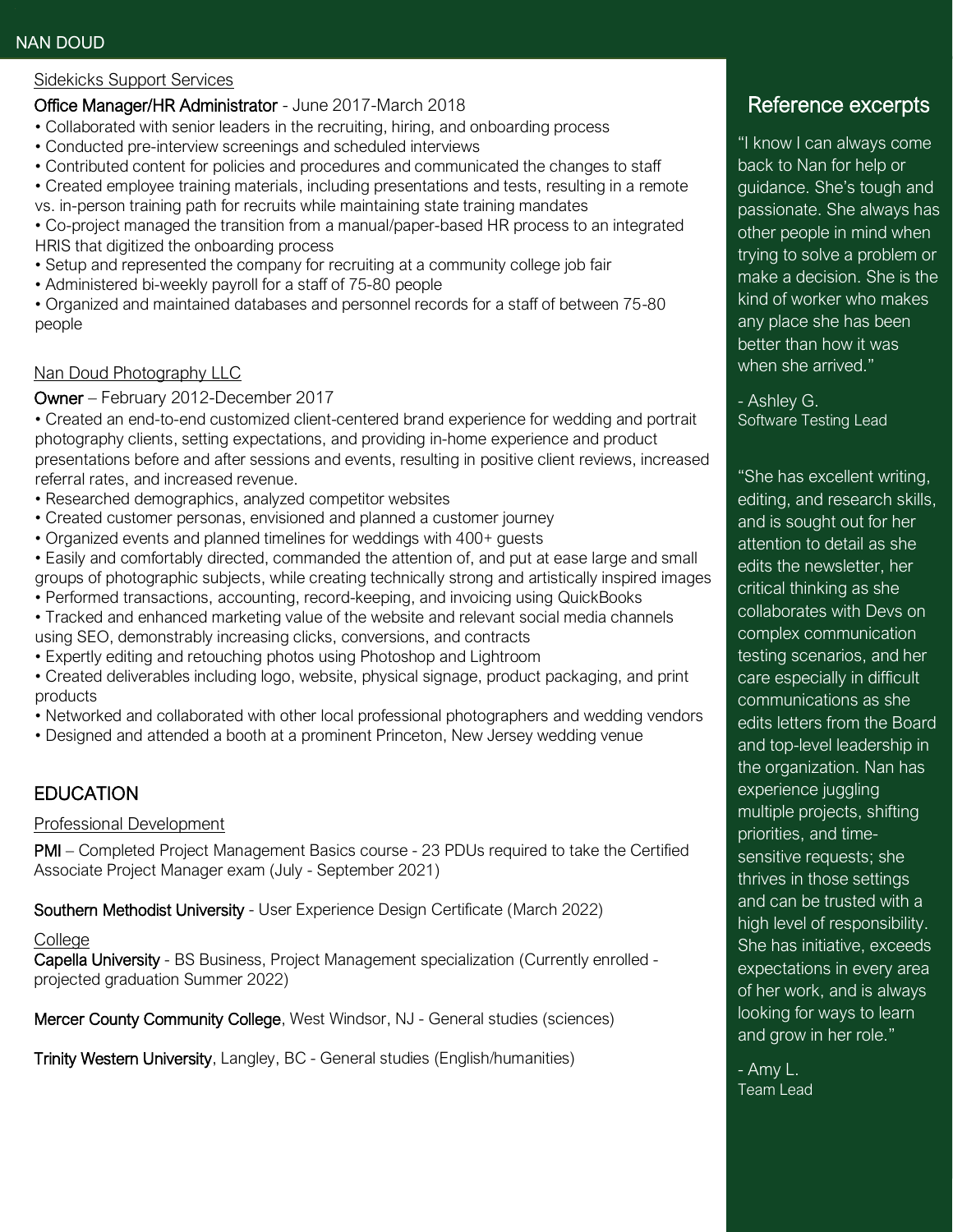### Sidekicks Support Services

**Office Manager/HR Administrator** - June 2017-March 2018

- Collaborated with senior leaders in the recruiting, hiring, and onboarding process
- Conducted pre-interview screenings and scheduled interviews
- Contributed content for policies and procedures and communicated the changes to staff
- Created employee training materials, including presentations and tests, resulting in a remote vs. in-person training path for recruits while maintaining state training mandates
- Co-project managed the transition from a manual/paper-based HR process to an integrated HRIS that digitized the onboarding process
- Setup and represented the company for recruiting at a community college job fair
- Administered bi-weekly payroll for a staff of 75-80 people
- Organized and maintained databases and personnel records for a staff of between 75-80 people

### Nan Doud Photography LLC

**Owner** – February 2012-December 2017

- Created an end-to-end customized client-centered brand experience for wedding and portrait photography clients, setting expectations, and providing in-home experience and product presentations before and after sessions and events, resulting in positive client reviews, increased referral rates, and increased revenue.
- Researched demographics, analyzed competitor websites
- Created customer personas, envisioned and planned a customer journey
- Organized events and planned timelines for weddings with 400+ guests
- Easily and comfortably directed, commanded the attention of, and put at ease large and small groups of photographic subjects, while creating technically strong and artistically inspired images
- Performed transactions, accounting, record-keeping, and invoicing using QuickBooks
- Tracked and enhanced marketing value of the website and relevant social media channels using SEO, demonstrably increasing clicks, conversions, and contracts
- Expertly editing and retouching photos using Photoshop and Lightroom
- Created deliverables including logo, website, physical signage, product packaging, and print products
- Networked and collaborated with other local professional photographers and wedding vendors
- Designed and attended a booth at a prominent Princeton, New Jersey wedding venue

## EDUCATION

### Professional Development

**PMI** – Completed Project Management Basics course - 23 PDUs required to take the Certified Associate Project Manager exam (July - September 2021)

**Southern Methodist University** - User Experience Design Certificate (March 2022)

### College

**Capella University** - BS Business, Project Management specialization (Currently enrolled - projected graduation Summer 2022)

**Mercer County Community College**, West Windsor, NJ - General studies (sciences)

**Trinity Western University**, Langley, BC - General studies (English/humanities)

## Reference excerpts

"I know I can always come back to Nan for help or guidance. She's tough and passionate. She always has other people in mind when trying to solve a problem or make a decision. She is the kind of worker who makes any place she has been better than how it was when she arrived."

- Ashley G.
Software Testing Lead

"She has excellent writing, editing, and research skills, and is sought out for her attention to detail as she edits the newsletter, her critical thinking as she collaborates with Devs on complex communication testing scenarios, and her care especially in difficult communications as she edits letters from the Board and top-level leadership in the organization. Nan has experience juggling multiple projects, shifting priorities, and time-sensitive requests; she thrives in those settings and can be trusted with a high level of responsibility. She has initiative, exceeds expectations in every area of her work, and is always looking for ways to learn and grow in her role."

- Amy L.
Team Lead